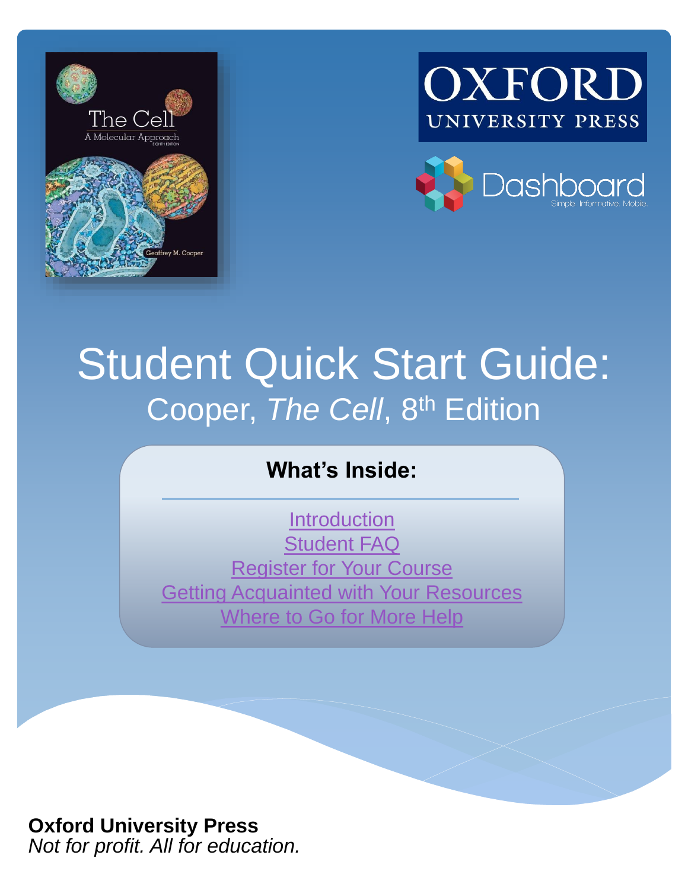# Student Quick Start Guide:

## Cooper, *The Cell*, 8th Edition

**What's Inside:**

Introduction
Student FAQ
Register for Your Course
Getting Acquainted with Your Resources
Where to Go for More Help

**Oxford University Press**
*Not for profit. All for education.*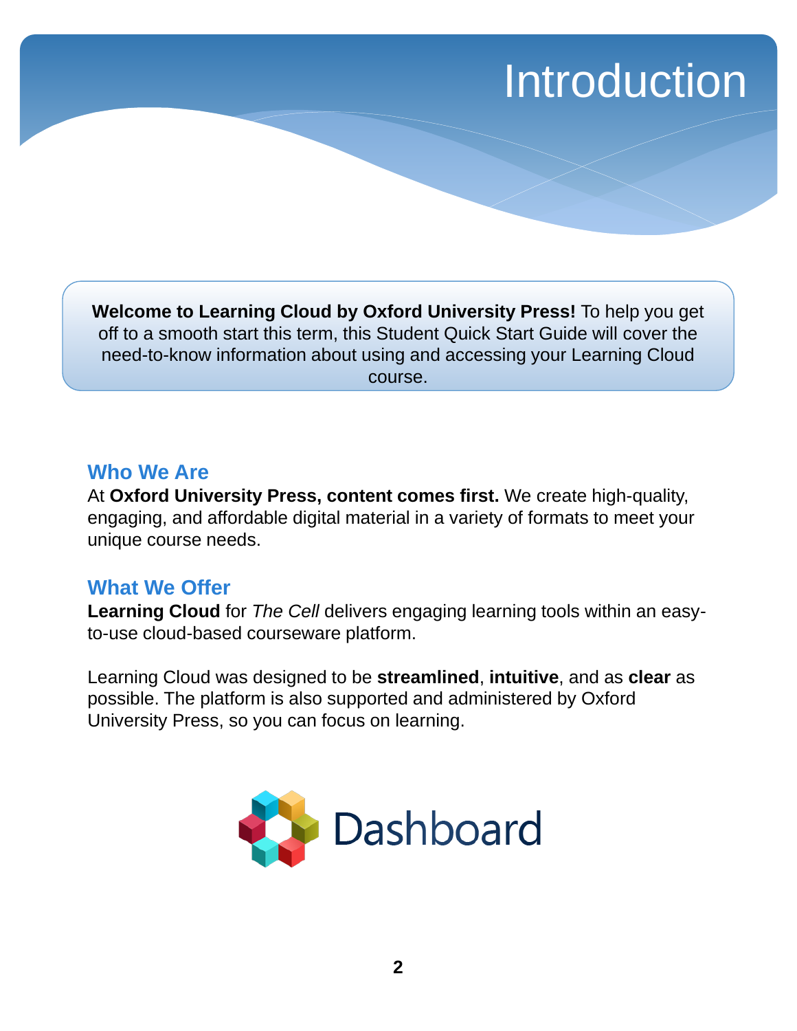# Introduction

**Welcome to Learning Cloud by Oxford University Press!** To help you get off to a smooth start this term, this Student Quick Start Guide will cover the need-to-know information about using and accessing your Learning Cloud course.

## Who We Are

At **Oxford University Press, content comes first.** We create high-quality, engaging, and affordable digital material in a variety of formats to meet your unique course needs.

## What We Offer

**Learning Cloud** for *The Cell* delivers engaging learning tools within an easy-to-use cloud-based courseware platform.

Learning Cloud was designed to be **streamlined**, **intuitive**, and as **clear** as possible. The platform is also supported and administered by Oxford University Press, so you can focus on learning.

Dashboard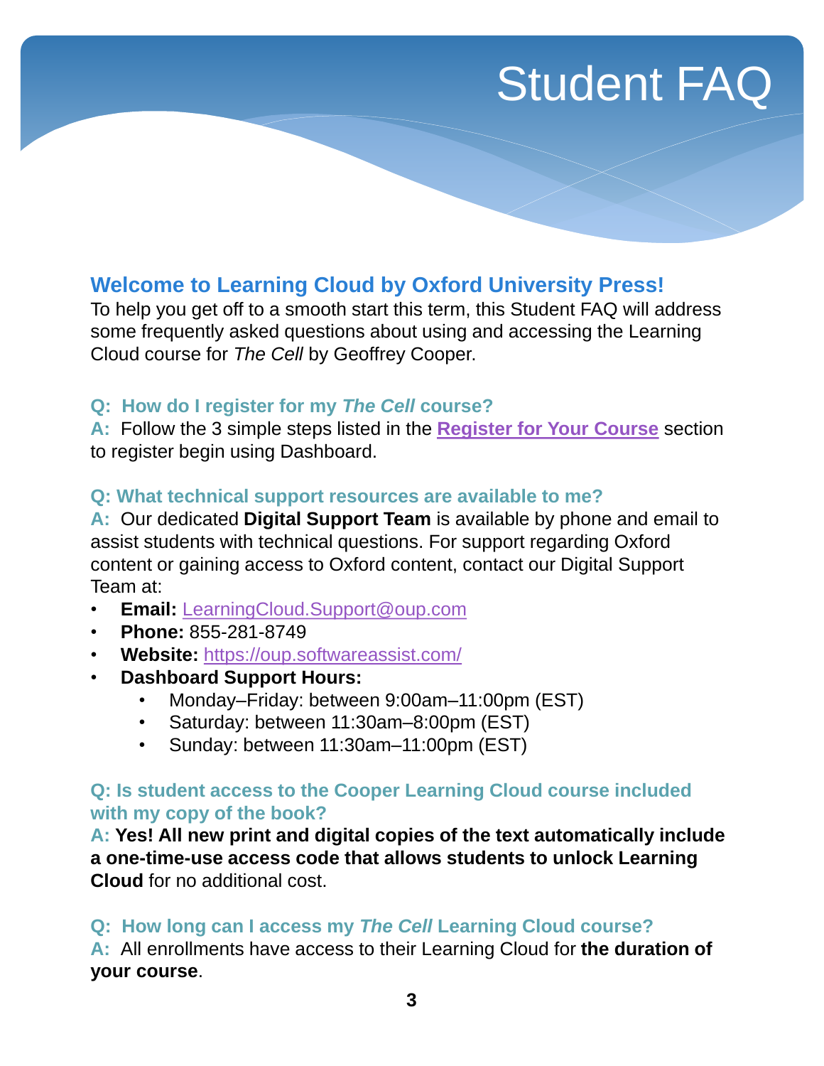# Student FAQ

## Welcome to Learning Cloud by Oxford University Press!

To help you get off to a smooth start this term, this Student FAQ will address some frequently asked questions about using and accessing the Learning Cloud course for *The Cell* by Geoffrey Cooper.

**Q: How do I register for my *The Cell* course?**

**A:** Follow the 3 simple steps listed in the **Register for Your Course** section to register begin using Dashboard.

**Q: What technical support resources are available to me?**

**A:** Our dedicated **Digital Support Team** is available by phone and email to assist students with technical questions. For support regarding Oxford content or gaining access to Oxford content, contact our Digital Support Team at:

- **Email:** LearningCloud.Support@oup.com
- **Phone:** 855-281-8749
- **Website:** https://oup.softwareassist.com/
- **Dashboard Support Hours:**
  - Monday–Friday: between 9:00am–11:00pm (EST)
  - Saturday: between 11:30am–8:00pm (EST)
  - Sunday: between 11:30am–11:00pm (EST)

**Q: Is student access to the Cooper Learning Cloud course included with my copy of the book?**

**A:** **Yes! All new print and digital copies of the text automatically include a one-time-use access code that allows students to unlock Learning Cloud** for no additional cost.

**Q: How long can I access my *The Cell* Learning Cloud course?**

**A:** All enrollments have access to their Learning Cloud for **the duration of your course**.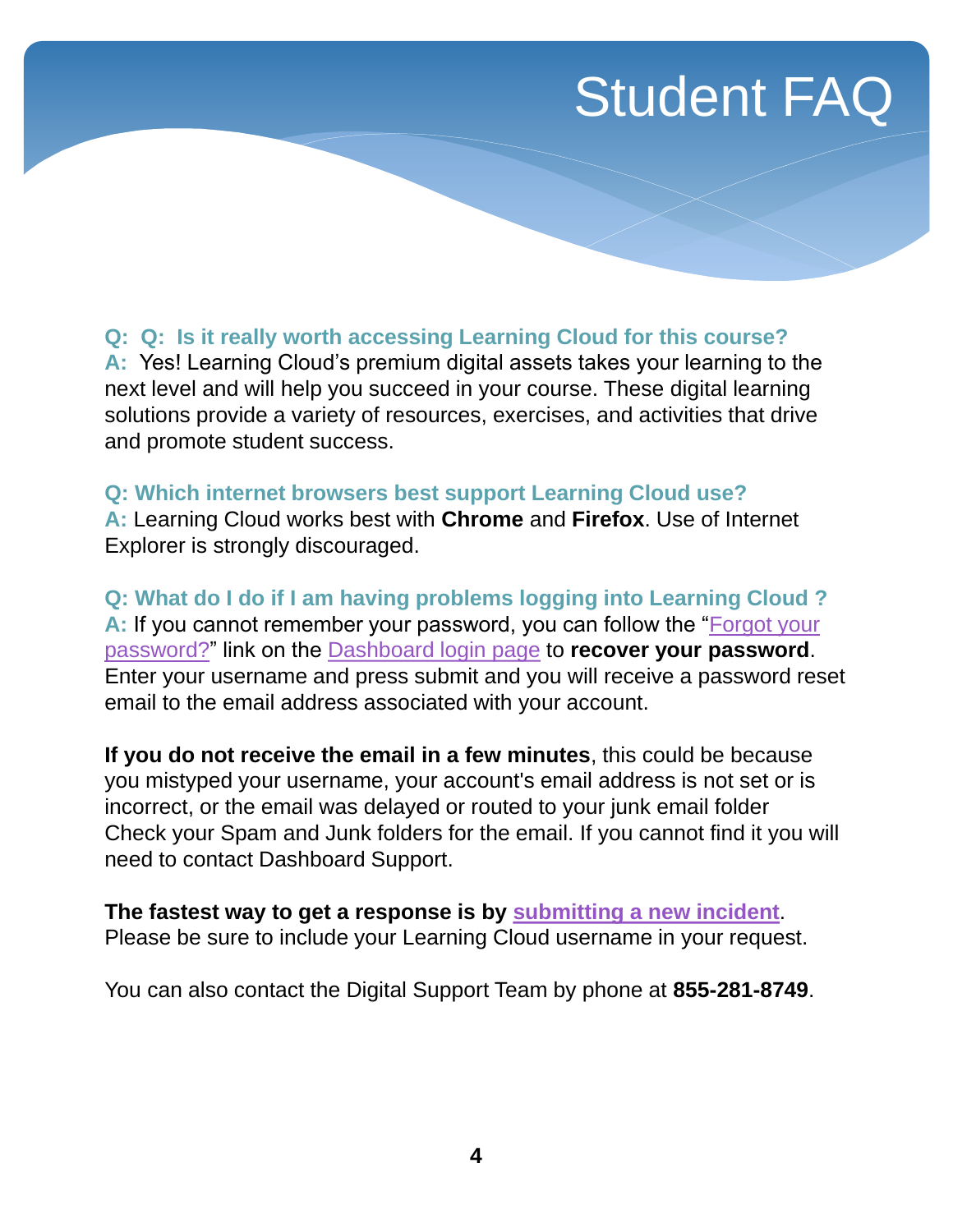# Student FAQ

**Q: Q: Is it really worth accessing Learning Cloud for this course?**
**A:** Yes! Learning Cloud's premium digital assets takes your learning to the next level and will help you succeed in your course. These digital learning solutions provide a variety of resources, exercises, and activities that drive and promote student success.

**Q: Which internet browsers best support Learning Cloud use?**
**A:** Learning Cloud works best with **Chrome** and **Firefox**. Use of Internet Explorer is strongly discouraged.

**Q: What do I do if I am having problems logging into Learning Cloud ?**
**A:** If you cannot remember your password, you can follow the "Forgot your password?" link on the Dashboard login page to **recover your password**. Enter your username and press submit and you will receive a password reset email to the email address associated with your account.

**If you do not receive the email in a few minutes**, this could be because you mistyped your username, your account's email address is not set or is incorrect, or the email was delayed or routed to your junk email folder Check your Spam and Junk folders for the email. If you cannot find it you will need to contact Dashboard Support.

**The fastest way to get a response is by submitting a new incident**. Please be sure to include your Learning Cloud username in your request.

You can also contact the Digital Support Team by phone at **855-281-8749**.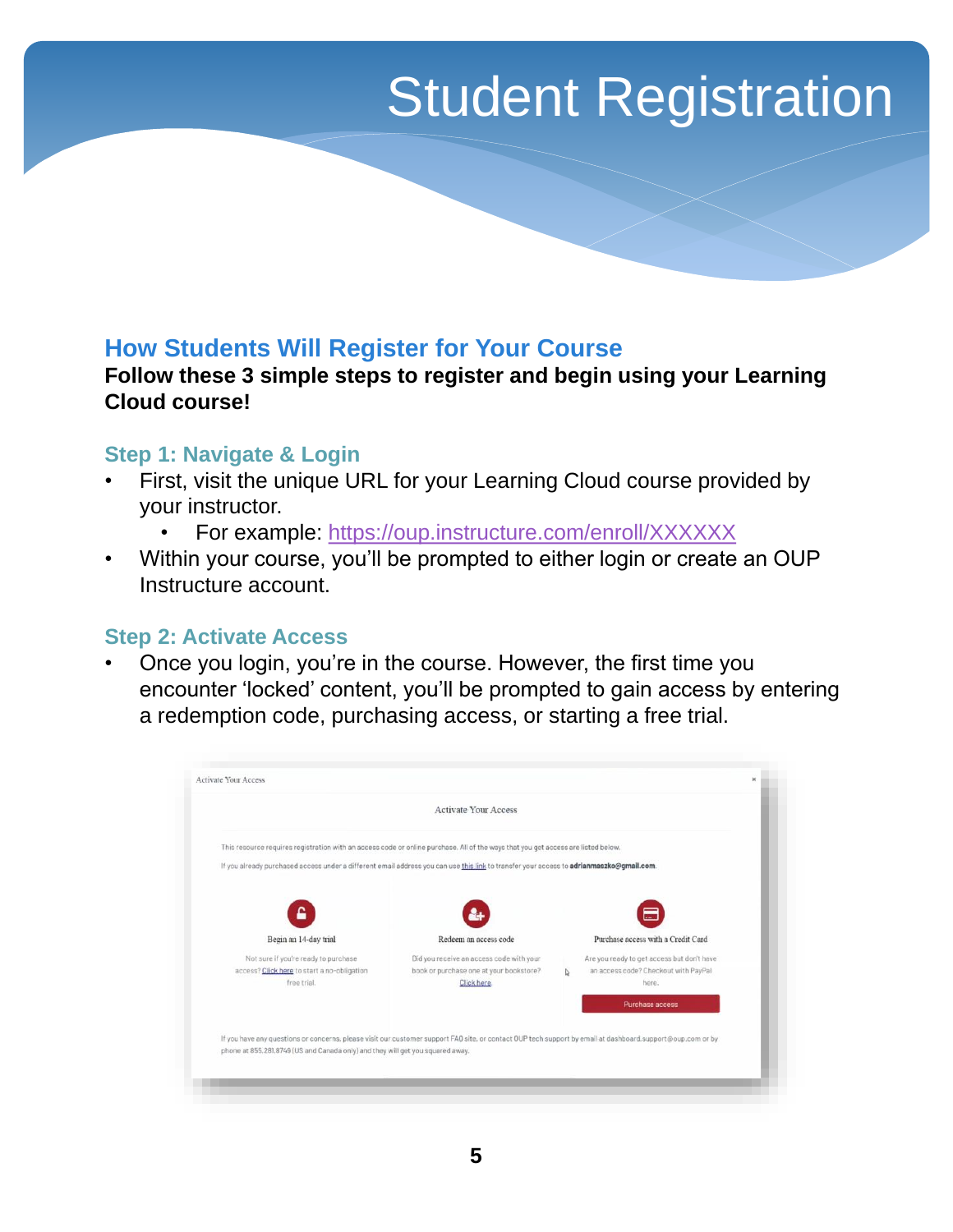# Student Registration

## How Students Will Register for Your Course

**Follow these 3 simple steps to register and begin using your Learning Cloud course!**

### Step 1: Navigate & Login

- First, visit the unique URL for your Learning Cloud course provided by your instructor.
  - For example: https://oup.instructure.com/enroll/XXXXXX
- Within your course, you'll be prompted to either login or create an OUP Instructure account.

### Step 2: Activate Access

- Once you login, you're in the course. However, the first time you encounter 'locked' content, you'll be prompted to gain access by entering a redemption code, purchasing access, or starting a free trial.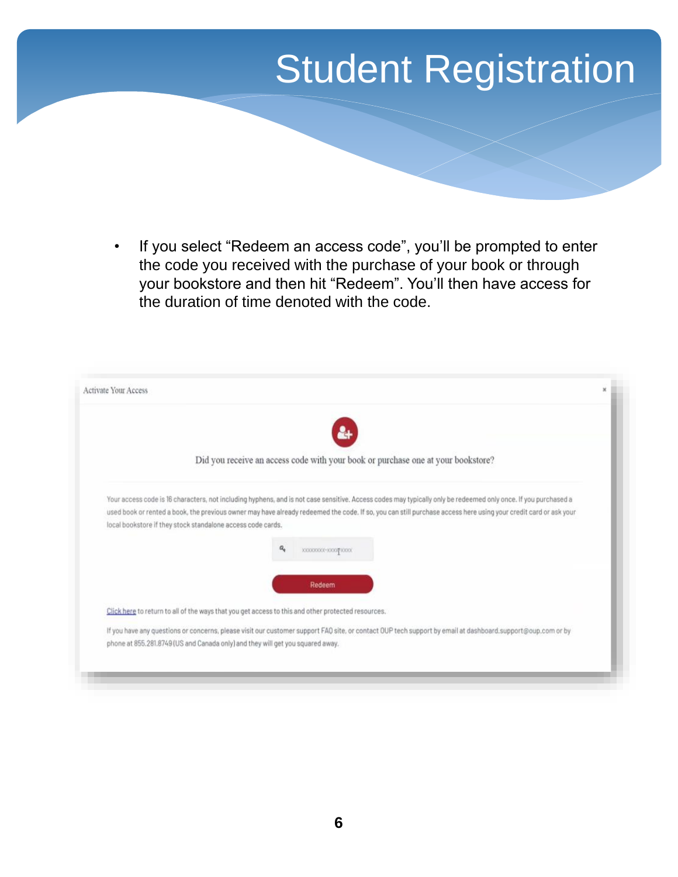# Student Registration

- If you select “Redeem an access code”, you’ll be prompted to enter the code you received with the purchase of your book or through your bookstore and then hit “Redeem”. You’ll then have access for the duration of time denoted with the code.

Activate Your Access

Did you receive an access code with your book or purchase one at your bookstore?

Your access code is 16 characters, not including hyphens, and is not case sensitive. Access codes may typically only be redeemed only once. If you purchased a used book or rented a book, the previous owner may have already redeemed the code. If so, you can still purchase access here using your credit card or ask your local bookstore if they stock standalone access code cards.

Redeem

Click here to return to all of the ways that you get access to this and other protected resources.

If you have any questions or concerns, please visit our customer support FAQ site, or contact OUP tech support by email at dashboard.support@oup.com or by phone at 855.281.8749 (US and Canada only) and they will get you squared away.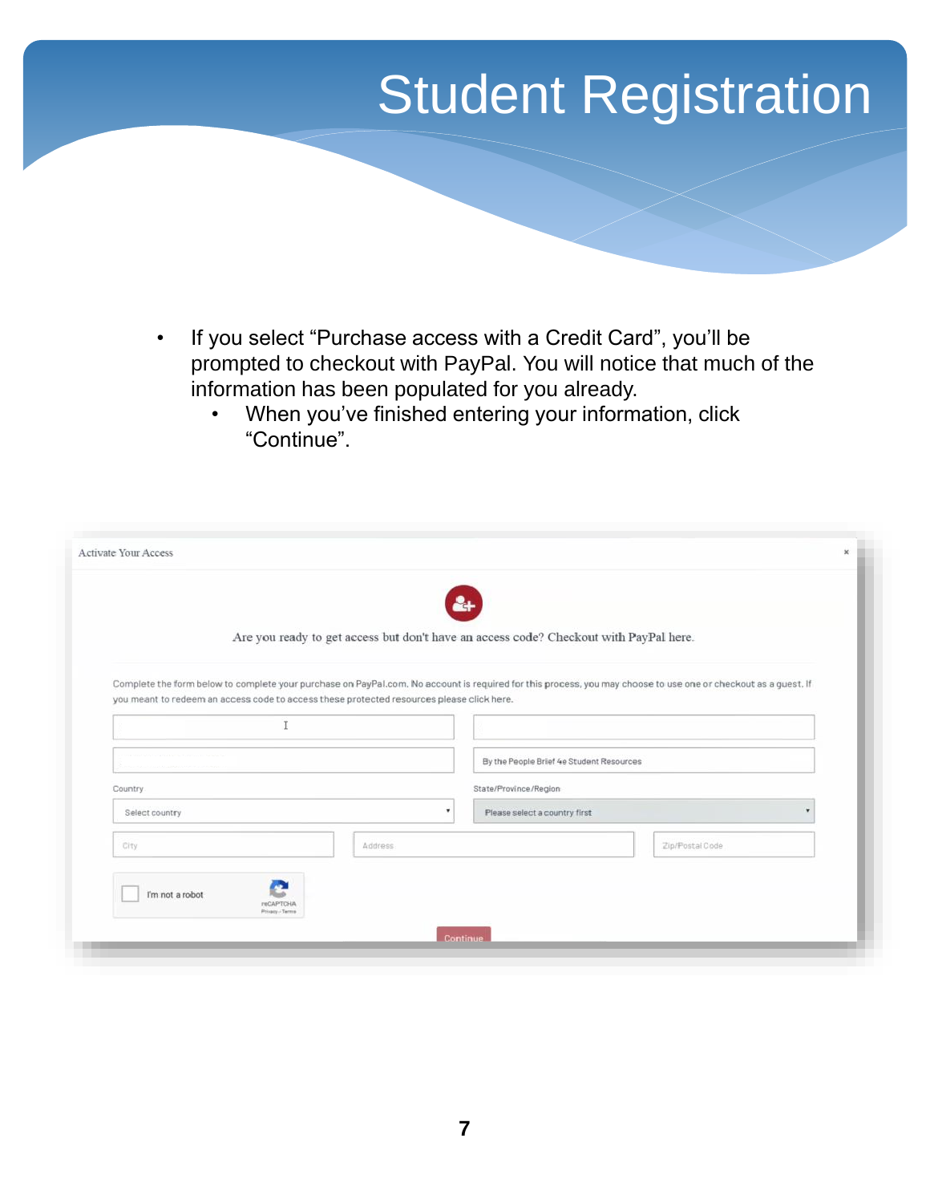# Student Registration

- If you select "Purchase access with a Credit Card", you'll be prompted to checkout with PayPal. You will notice that much of the information has been populated for you already.
  - When you've finished entering your information, click "Continue".

Activate Your Access

Are you ready to get access but don't have an access code? Checkout with PayPal here.

Complete the form below to complete your purchase on PayPal.com. No account is required for this process, you may choose to use one or checkout as a guest. If you meant to redeem an access code to access these protected resources please click here.

By the People Brief 4e Student Resources

Country

Select country

State/Province/Region

Please select a country first

City

Address

Zip/Postal Code

I'm not a robot

reCAPTCHA
Privacy - Terms

Continue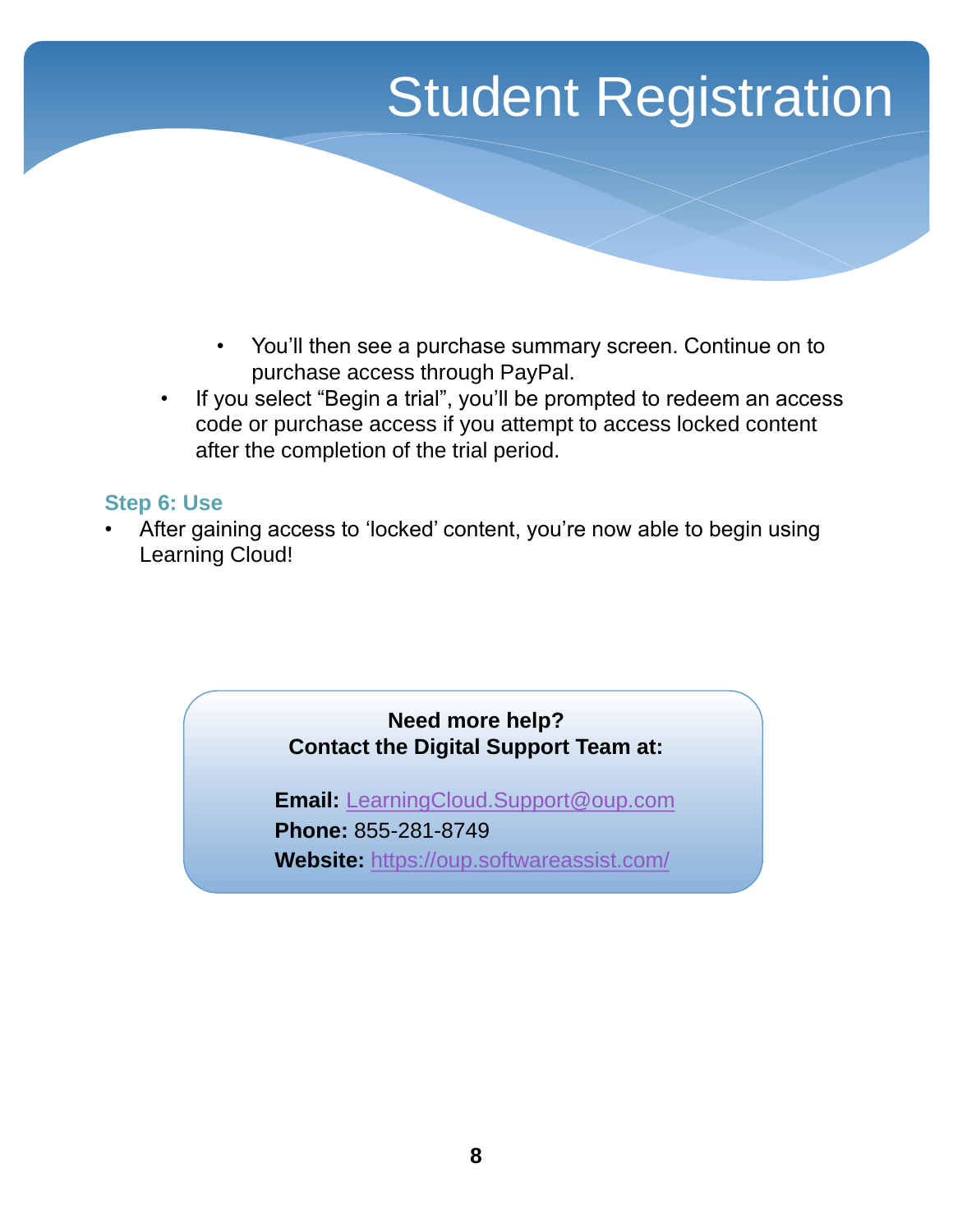# Student Registration

    - You'll then see a purchase summary screen. Continue on to purchase access through PayPal.
- If you select "Begin a trial", you'll be prompted to redeem an access code or purchase access if you attempt to access locked content after the completion of the trial period.

### Step 6: Use

- After gaining access to 'locked' content, you're now able to begin using Learning Cloud!

**Need more help?**
**Contact the Digital Support Team at:**

**Email:** LearningCloud.Support@oup.com
**Phone:** 855-281-8749
**Website:** https://oup.softwareassist.com/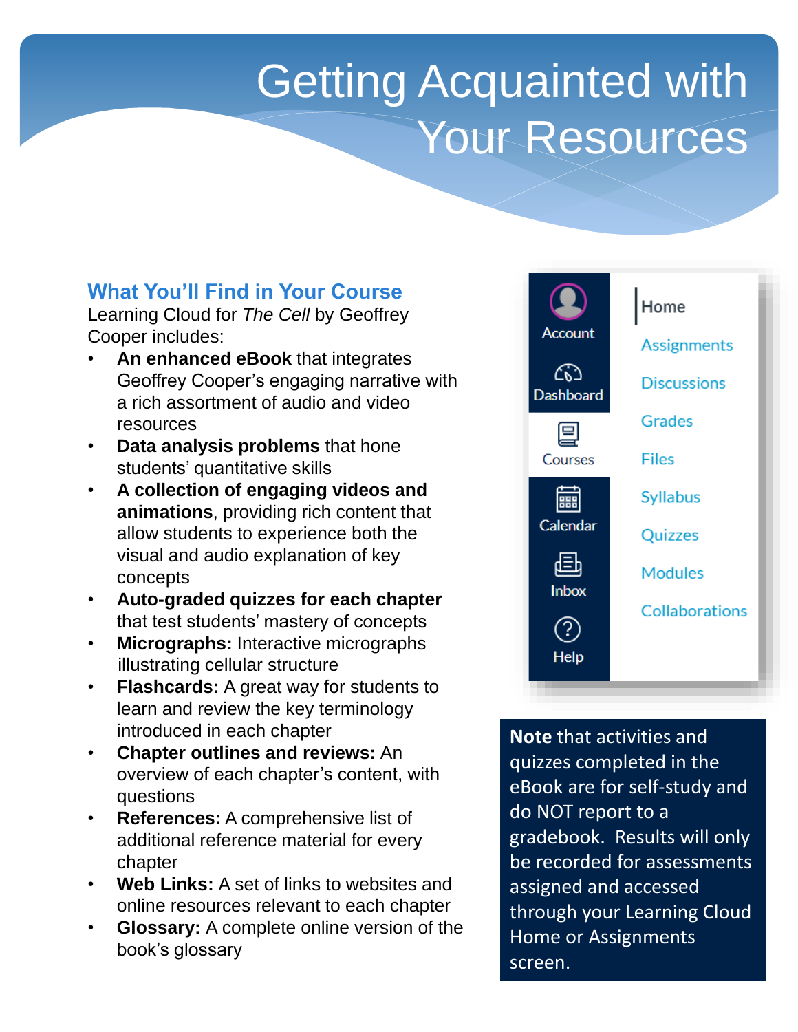# Getting Acquainted with Your Resources

## What You'll Find in Your Course

Learning Cloud for *The Cell* by Geoffrey Cooper includes:

- **An enhanced eBook** that integrates Geoffrey Cooper's engaging narrative with a rich assortment of audio and video resources
- **Data analysis problems** that hone students' quantitative skills
- **A collection of engaging videos and animations**, providing rich content that allow students to experience both the visual and audio explanation of key concepts
- **Auto-graded quizzes for each chapter** that test students' mastery of concepts
- **Micrographs:** Interactive micrographs illustrating cellular structure
- **Flashcards:** A great way for students to learn and review the key terminology introduced in each chapter
- **Chapter outlines and reviews:** An overview of each chapter's content, with questions
- **References:** A comprehensive list of additional reference material for every chapter
- **Web Links:** A set of links to websites and online resources relevant to each chapter
- **Glossary:** A complete online version of the book's glossary

Account
Dashboard
Courses
Calendar
Inbox
Help

Home
Assignments
Discussions
Grades
Files
Syllabus
Quizzes
Modules
Collaborations

**Note** that activities and quizzes completed in the eBook are for self-study and do NOT report to a gradebook. Results will only be recorded for assessments assigned and accessed through your Learning Cloud Home or Assignments screen.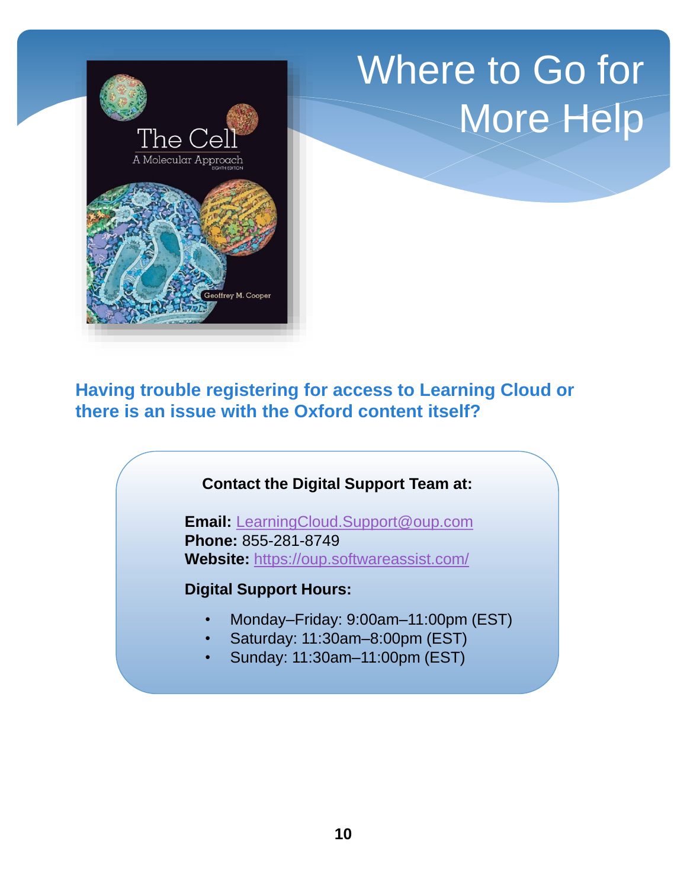# Where to Go for More Help

**Having trouble registering for access to Learning Cloud or there is an issue with the Oxford content itself?**

**Contact the Digital Support Team at:**

**Email:** LearningCloud.Support@oup.com
**Phone:** 855-281-8749
**Website:** https://oup.softwareassist.com/

**Digital Support Hours:**

- Monday–Friday: 9:00am–11:00pm (EST)
- Saturday: 11:30am–8:00pm (EST)
- Sunday: 11:30am–11:00pm (EST)